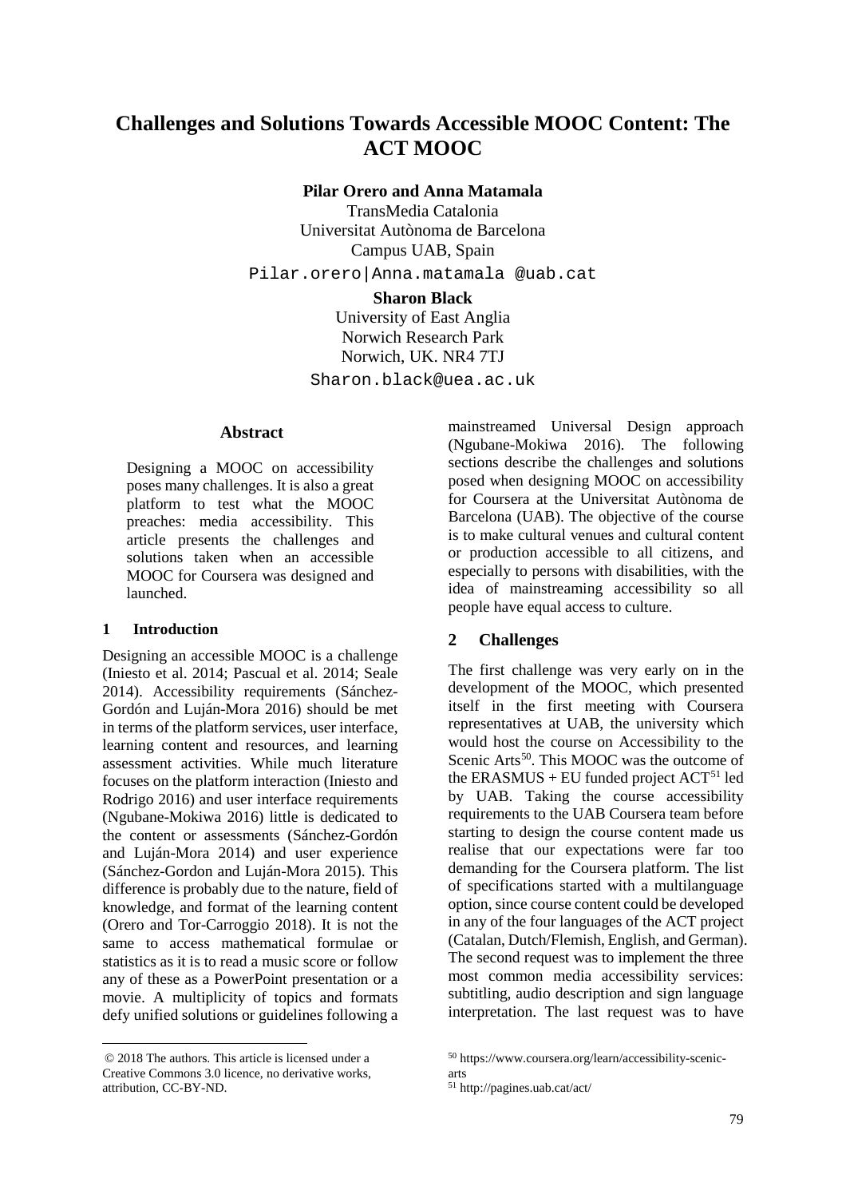# Challenges and Solutions Towards Accessible MOOC Content: The ACT MOOC

**Pilar Orero and Anna Matamala**
TransMedia Catalonia
Universitat Autònoma de Barcelona
Campus UAB, Spain
Pilar.orero|Anna.matamala @uab.cat

**Sharon Black**
University of East Anglia
Norwich Research Park
Norwich, UK. NR4 7TJ
Sharon.black@uea.ac.uk

## Abstract

Designing a MOOC on accessibility poses many challenges. It is also a great platform to test what the MOOC preaches: media accessibility. This article presents the challenges and solutions taken when an accessible MOOC for Coursera was designed and launched.

## 1 Introduction

Designing an accessible MOOC is a challenge (Iniesto et al. 2014; Pascual et al. 2014; Seale 2014). Accessibility requirements (Sánchez-Gordón and Luján-Mora 2016) should be met in terms of the platform services, user interface, learning content and resources, and learning assessment activities. While much literature focuses on the platform interaction (Iniesto and Rodrigo 2016) and user interface requirements (Ngubane-Mokiwa 2016) little is dedicated to the content or assessments (Sánchez-Gordón and Luján-Mora 2014) and user experience (Sánchez-Gordon and Luján-Mora 2015). This difference is probably due to the nature, field of knowledge, and format of the learning content (Orero and Tor-Carroggio 2018). It is not the same to access mathematical formulae or statistics as it is to read a music score or follow any of these as a PowerPoint presentation or a movie. A multiplicity of topics and formats defy unified solutions or guidelines following a mainstreamed Universal Design approach (Ngubane-Mokiwa 2016). The following sections describe the challenges and solutions posed when designing MOOC on accessibility for Coursera at the Universitat Autònoma de Barcelona (UAB). The objective of the course is to make cultural venues and cultural content or production accessible to all citizens, and especially to persons with disabilities, with the idea of mainstreaming accessibility so all people have equal access to culture.

## 2 Challenges

The first challenge was very early on in the development of the MOOC, which presented itself in the first meeting with Coursera representatives at UAB, the university which would host the course on Accessibility to the Scenic Arts[50]. This MOOC was the outcome of the ERASMUS + EU funded project ACT[51] led by UAB. Taking the course accessibility requirements to the UAB Coursera team before starting to design the course content made us realise that our expectations were far too demanding for the Coursera platform. The list of specifications started with a multilanguage option, since course content could be developed in any of the four languages of the ACT project (Catalan, Dutch/Flemish, English, and German). The second request was to implement the three most common media accessibility services: subtitling, audio description and sign language interpretation. The last request was to have

---

© 2018 The authors. This article is licensed under a Creative Commons 3.0 licence, no derivative works, attribution, CC-BY-ND.

[50] https://www.coursera.org/learn/accessibility-scenic-arts

[51] http://pagines.uab.cat/act/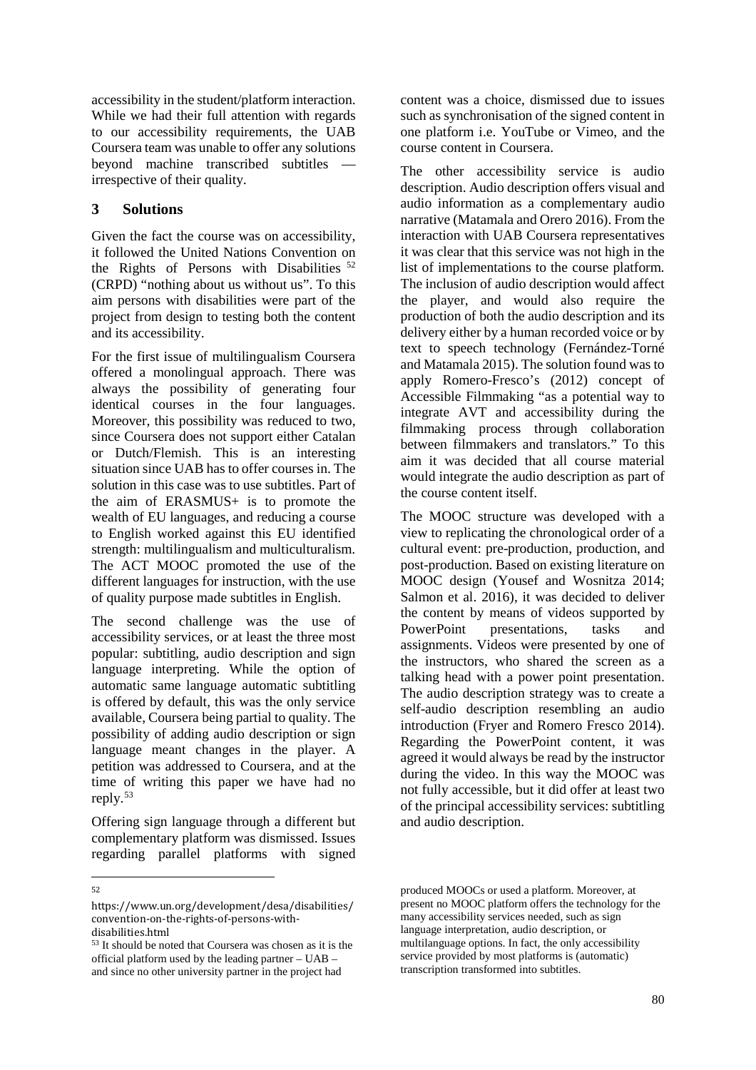accessibility in the student/platform interaction. While we had their full attention with regards to our accessibility requirements, the UAB Coursera team was unable to offer any solutions beyond machine transcribed subtitles — irrespective of their quality.

## 3 Solutions

Given the fact the course was on accessibility, it followed the United Nations Convention on the Rights of Persons with Disabilities [52] (CRPD) "nothing about us without us". To this aim persons with disabilities were part of the project from design to testing both the content and its accessibility.

For the first issue of multilingualism Coursera offered a monolingual approach. There was always the possibility of generating four identical courses in the four languages. Moreover, this possibility was reduced to two, since Coursera does not support either Catalan or Dutch/Flemish. This is an interesting situation since UAB has to offer courses in. The solution in this case was to use subtitles. Part of the aim of ERASMUS+ is to promote the wealth of EU languages, and reducing a course to English worked against this EU identified strength: multilingualism and multiculturalism. The ACT MOOC promoted the use of the different languages for instruction, with the use of quality purpose made subtitles in English.

The second challenge was the use of accessibility services, or at least the three most popular: subtitling, audio description and sign language interpreting. While the option of automatic same language automatic subtitling is offered by default, this was the only service available, Coursera being partial to quality. The possibility of adding audio description or sign language meant changes in the player. A petition was addressed to Coursera, and at the time of writing this paper we have had no reply.[53]

Offering sign language through a different but complementary platform was dismissed. Issues regarding parallel platforms with signed content was a choice, dismissed due to issues such as synchronisation of the signed content in one platform i.e. YouTube or Vimeo, and the course content in Coursera.

The other accessibility service is audio description. Audio description offers visual and audio information as a complementary audio narrative (Matamala and Orero 2016). From the interaction with UAB Coursera representatives it was clear that this service was not high in the list of implementations to the course platform. The inclusion of audio description would affect the player, and would also require the production of both the audio description and its delivery either by a human recorded voice or by text to speech technology (Fernández-Torné and Matamala 2015). The solution found was to apply Romero-Fresco's (2012) concept of Accessible Filmmaking "as a potential way to integrate AVT and accessibility during the filmmaking process through collaboration between filmmakers and translators." To this aim it was decided that all course material would integrate the audio description as part of the course content itself.

The MOOC structure was developed with a view to replicating the chronological order of a cultural event: pre-production, production, and post-production. Based on existing literature on MOOC design (Yousef and Wosnitza 2014; Salmon et al. 2016), it was decided to deliver the content by means of videos supported by PowerPoint presentations, tasks and assignments. Videos were presented by one of the instructors, who shared the screen as a talking head with a power point presentation. The audio description strategy was to create a self-audio description resembling an audio introduction (Fryer and Romero Fresco 2014). Regarding the PowerPoint content, it was agreed it would always be read by the instructor during the video. In this way the MOOC was not fully accessible, but it did offer at least two of the principal accessibility services: subtitling and audio description.

---

[52] https://www.un.org/development/desa/disabilities/convention-on-the-rights-of-persons-with-disabilities.html

[53] It should be noted that Coursera was chosen as it is the official platform used by the leading partner – UAB – and since no other university partner in the project had produced MOOCs or used a platform. Moreover, at present no MOOC platform offers the technology for the many accessibility services needed, such as sign language interpretation, audio description, or multilanguage options. In fact, the only accessibility service provided by most platforms is (automatic) transcription transformed into subtitles.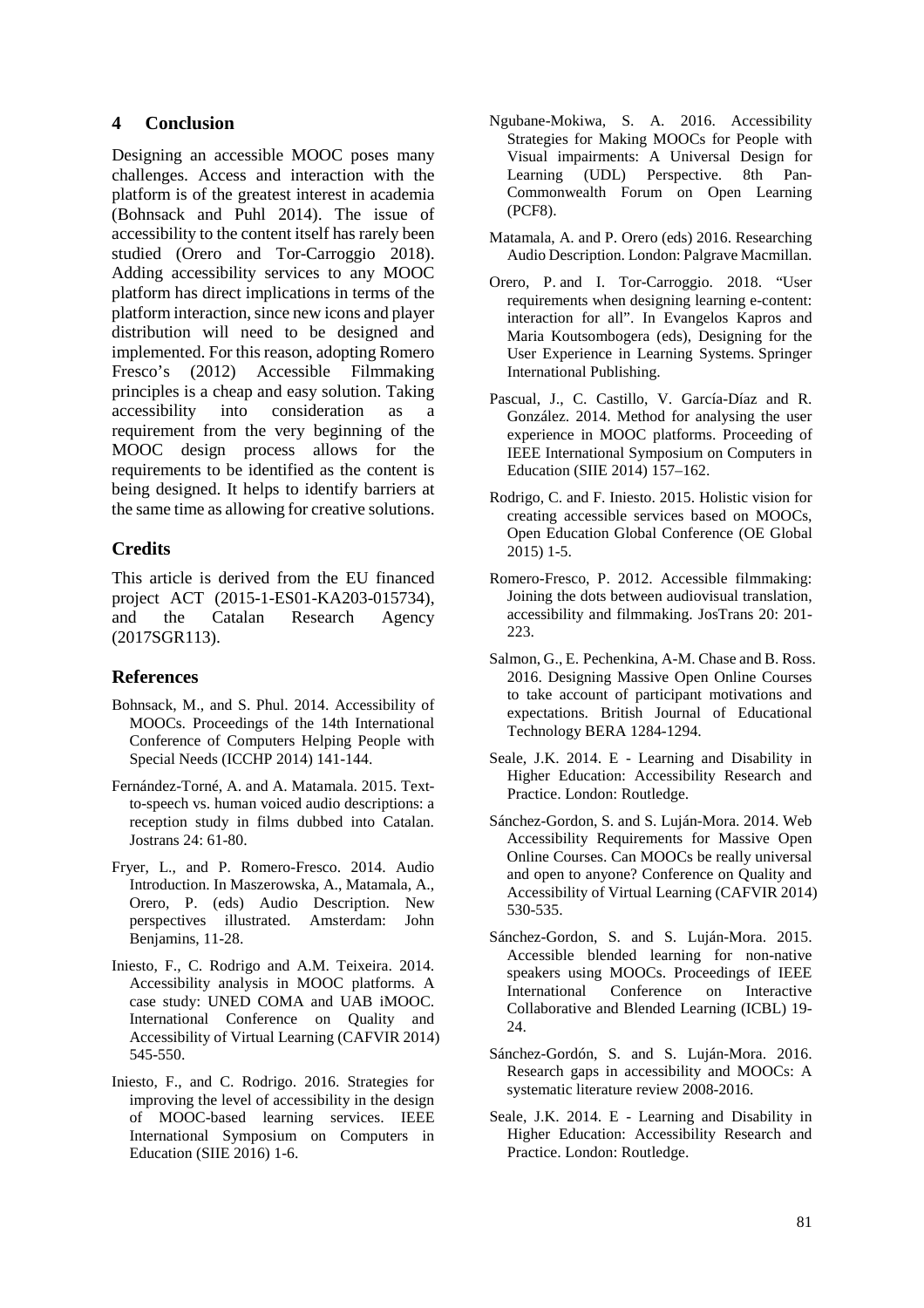## 4 Conclusion

Designing an accessible MOOC poses many challenges. Access and interaction with the platform is of the greatest interest in academia (Bohnsack and Puhl 2014). The issue of accessibility to the content itself has rarely been studied (Orero and Tor-Carroggio 2018). Adding accessibility services to any MOOC platform has direct implications in terms of the platform interaction, since new icons and player distribution will need to be designed and implemented. For this reason, adopting Romero Fresco's (2012) Accessible Filmmaking principles is a cheap and easy solution. Taking accessibility into consideration as a requirement from the very beginning of the MOOC design process allows for the requirements to be identified as the content is being designed. It helps to identify barriers at the same time as allowing for creative solutions.

## Credits

This article is derived from the EU financed project ACT (2015-1-ES01-KA203-015734), and the Catalan Research Agency (2017SGR113).

## References

Bohnsack, M., and S. Phul. 2014. Accessibility of MOOCs. Proceedings of the 14th International Conference of Computers Helping People with Special Needs (ICCHP 2014) 141-144.

Fernández-Torné, A. and A. Matamala. 2015. Text-to-speech vs. human voiced audio descriptions: a reception study in films dubbed into Catalan. Jostrans 24: 61-80.

Fryer, L., and P. Romero-Fresco. 2014. Audio Introduction. In Maszerowska, A., Matamala, A., Orero, P. (eds) Audio Description. New perspectives illustrated. Amsterdam: John Benjamins, 11-28.

Iniesto, F., C. Rodrigo and A.M. Teixeira. 2014. Accessibility analysis in MOOC platforms. A case study: UNED COMA and UAB iMOOC. International Conference on Quality and Accessibility of Virtual Learning (CAFVIR 2014) 545-550.

Iniesto, F., and C. Rodrigo. 2016. Strategies for improving the level of accessibility in the design of MOOC-based learning services. IEEE International Symposium on Computers in Education (SIIE 2016) 1-6.

Ngubane-Mokiwa, S. A. 2016. Accessibility Strategies for Making MOOCs for People with Visual impairments: A Universal Design for Learning (UDL) Perspective. 8th Pan-Commonwealth Forum on Open Learning (PCF8).

Matamala, A. and P. Orero (eds) 2016. Researching Audio Description. London: Palgrave Macmillan.

Orero, P. and I. Tor-Carroggio. 2018. "User requirements when designing learning e-content: interaction for all". In Evangelos Kapros and Maria Koutsombogera (eds), Designing for the User Experience in Learning Systems. Springer International Publishing.

Pascual, J., C. Castillo, V. García-Díaz and R. González. 2014. Method for analysing the user experience in MOOC platforms. Proceeding of IEEE International Symposium on Computers in Education (SIIE 2014) 157–162.

Rodrigo, C. and F. Iniesto. 2015. Holistic vision for creating accessible services based on MOOCs, Open Education Global Conference (OE Global 2015) 1-5.

Romero-Fresco, P. 2012. Accessible filmmaking: Joining the dots between audiovisual translation, accessibility and filmmaking. JosTrans 20: 201-223.

Salmon, G., E. Pechenkina, A-M. Chase and B. Ross. 2016. Designing Massive Open Online Courses to take account of participant motivations and expectations. British Journal of Educational Technology BERA 1284-1294.

Seale, J.K. 2014. E - Learning and Disability in Higher Education: Accessibility Research and Practice. London: Routledge.

Sánchez-Gordon, S. and S. Luján-Mora. 2014. Web Accessibility Requirements for Massive Open Online Courses. Can MOOCs be really universal and open to anyone? Conference on Quality and Accessibility of Virtual Learning (CAFVIR 2014) 530-535.

Sánchez-Gordon, S. and S. Luján-Mora. 2015. Accessible blended learning for non-native speakers using MOOCs. Proceedings of IEEE International Conference on Interactive Collaborative and Blended Learning (ICBL) 19-24.

Sánchez-Gordón, S. and S. Luján-Mora. 2016. Research gaps in accessibility and MOOCs: A systematic literature review 2008-2016.

Seale, J.K. 2014. E - Learning and Disability in Higher Education: Accessibility Research and Practice. London: Routledge.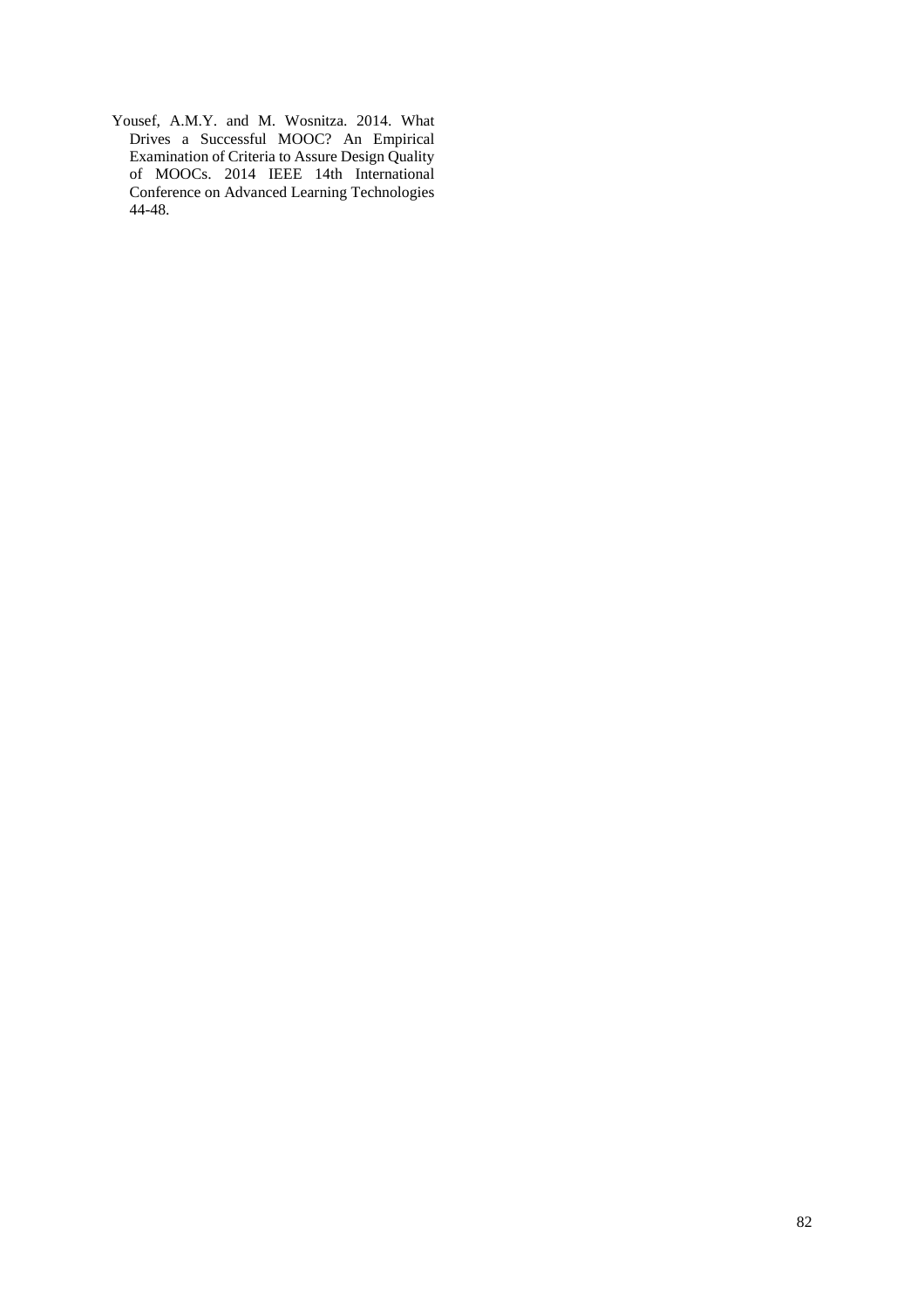Yousef, A.M.Y. and M. Wosnitza. 2014. What Drives a Successful MOOC? An Empirical Examination of Criteria to Assure Design Quality of MOOCs. 2014 IEEE 14th International Conference on Advanced Learning Technologies 44-48.